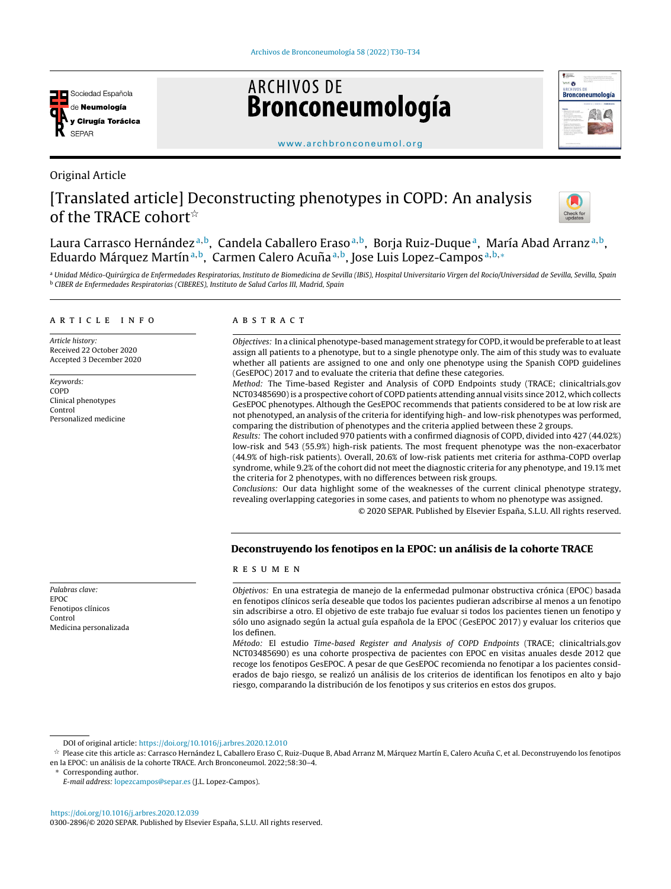Original Article

# [Translated article] Deconstructing phenotypes in COPD: An analysis of the TRACE cohort☆

Laura Carrasco Hernández[a,b], Candela Caballero Eraso[a,b], Borja Ruiz-Duque[a], María Abad Arranz[a,b], Eduardo Márquez Martín[a,b], Carmen Calero Acuña[a,b], Jose Luis Lopez-Campos[a,b,*]

[a] *Unidad Médico-Quirúrgica de Enfermedades Respiratorias, Instituto de Biomedicina de Sevilla (IBiS), Hospital Universitario Virgen del Rocio/Universidad de Sevilla, Sevilla, Spain*
[b] *CIBER de Enfermedades Respiratorias (CIBERES), Instituto de Salud Carlos III, Madrid, Spain*

## ARTICLE INFO

*Article history:*
Received 22 October 2020
Accepted 3 December 2020

*Keywords:*
COPD
Clinical phenotypes
Control
Personalized medicine

## ABSTRACT

*Objectives:* In a clinical phenotype-based management strategy for COPD, it would be preferable to at least assign all patients to a phenotype, but to a single phenotype only. The aim of this study was to evaluate whether all patients are assigned to one and only one phenotype using the Spanish COPD guidelines (GesEPOC) 2017 and to evaluate the criteria that define these categories.

*Method:* The Time-based Register and Analysis of COPD Endpoints study (TRACE; clinicaltrials.gov NCT03485690) is a prospective cohort of COPD patients attending annual visits since 2012, which collects GesEPOC phenotypes. Although the GesEPOC recommends that patients considered to be at low risk are not phenotyped, an analysis of the criteria for identifying high- and low-risk phenotypes was performed, comparing the distribution of phenotypes and the criteria applied between these 2 groups.

*Results:* The cohort included 970 patients with a confirmed diagnosis of COPD, divided into 427 (44.02%) low-risk and 543 (55.9%) high-risk patients. The most frequent phenotype was the non-exacerbator (44.9% of high-risk patients). Overall, 20.6% of low-risk patients met criteria for asthma-COPD overlap syndrome, while 9.2% of the cohort did not meet the diagnostic criteria for any phenotype, and 19.1% met the criteria for 2 phenotypes, with no differences between risk groups.

*Conclusions:* Our data highlight some of the weaknesses of the current clinical phenotype strategy, revealing overlapping categories in some cases, and patients to whom no phenotype was assigned.

© 2020 SEPAR. Published by Elsevier España, S.L.U. All rights reserved.

## Deconstruyendo los fenotipos en la EPOC: un análisis de la cohorte TRACE

*Palabras clave:*
EPOC
Fenotipos clínicos
Control
Medicina personalizada

### RESUMEN

*Objetivos:* En una estrategia de manejo de la enfermedad pulmonar obstructiva crónica (EPOC) basada en fenotipos clínicos sería deseable que todos los pacientes pudieran adscribirse al menos a un fenotipo sin adscribirse a otro. El objetivo de este trabajo fue evaluar si todos los pacientes tienen un fenotipo y sólo uno asignado según la actual guía española de la EPOC (GesEPOC 2017) y evaluar los criterios que los definen.

*Método:* El estudio *Time-based Register and Analysis of COPD Endpoints* (TRACE; clinicaltrials.gov NCT03485690) es una cohorte prospectiva de pacientes con EPOC en visitas anuales desde 2012 que recoge los fenotipos GesEPOC. A pesar de que GesEPOC recomienda no fenotipar a los pacientes considerados de bajo riesgo, se realizó un análisis de los criterios de identifican los fenotipos en alto y bajo riesgo, comparando la distribución de los fenotipos y sus criterios en estos dos grupos.

DOI of original article: https://doi.org/10.1016/j.arbres.2020.12.010

☆ Please cite this article as: Carrasco Hernández L, Caballero Eraso C, Ruiz-Duque B, Abad Arranz M, Márquez Martín E, Calero Acuña C, et al. Deconstruyendo los fenotipos en la EPOC: un análisis de la cohorte TRACE. Arch Bronconeumol. 2022;58:30–4.

* Corresponding author.
*E-mail address:* lopezcampos@separ.es (J.L. Lopez-Campos).

https://doi.org/10.1016/j.arbres.2020.12.039
0300-2896/© 2020 SEPAR. Published by Elsevier España, S.L.U. All rights reserved.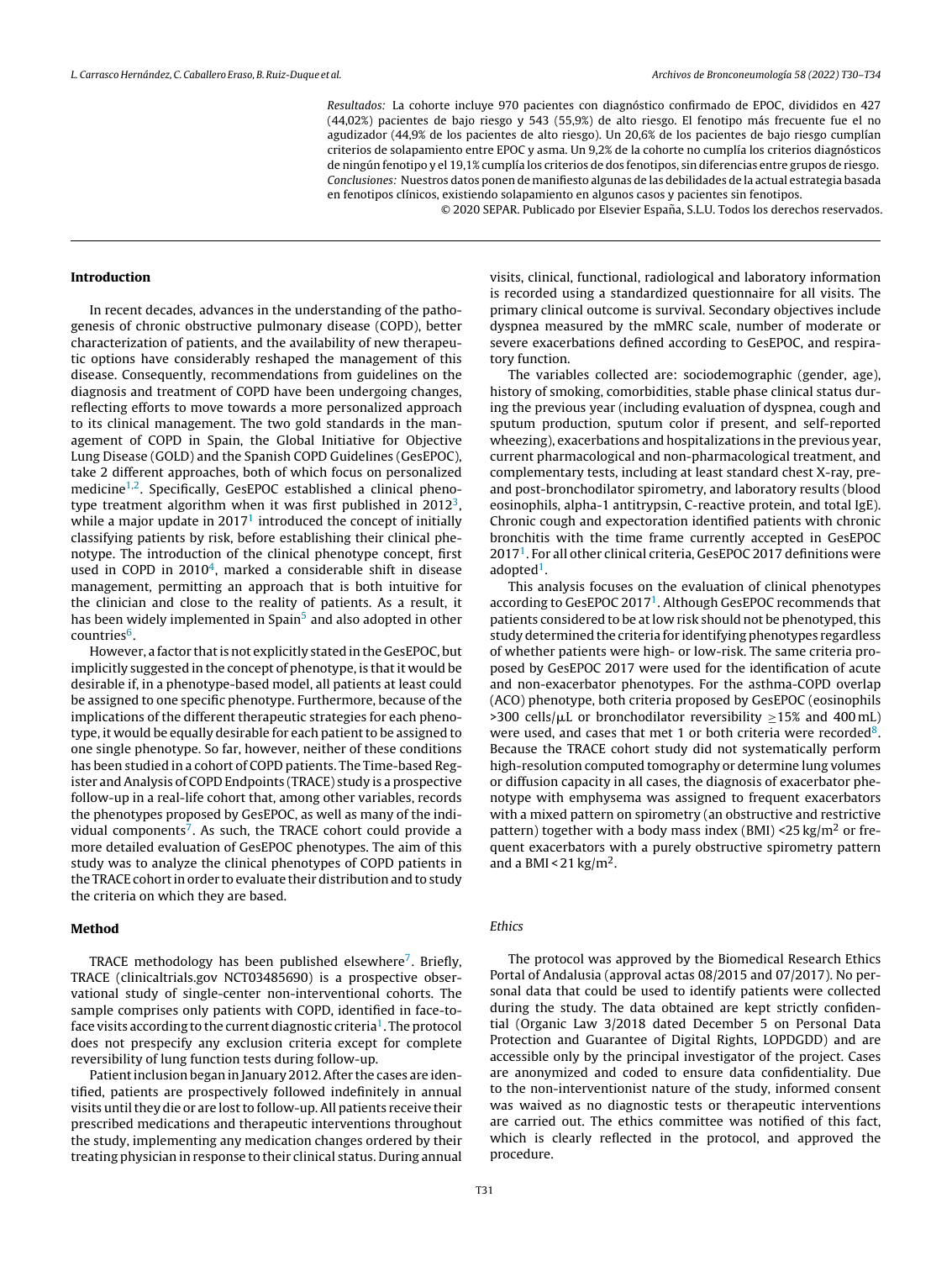*Resultados:* La cohorte incluye 970 pacientes con diagnóstico confirmado de EPOC, divididos en 427 (44,02%) pacientes de bajo riesgo y 543 (55,9%) de alto riesgo. El fenotipo más frecuente fue el no agudizador (44,9% de los pacientes de alto riesgo). Un 20,6% de los pacientes de bajo riesgo cumplían criterios de solapamiento entre EPOC y asma. Un 9,2% de la cohorte no cumplía los criterios diagnósticos de ningún fenotipo y el 19,1% cumplía los criterios de dos fenotipos, sin diferencias entre grupos de riesgo.

*Conclusiones:* Nuestros datos ponen de manifiesto algunas de las debilidades de la actual estrategia basada en fenotipos clínicos, existiendo solapamiento en algunos casos y pacientes sin fenotipos.

© 2020 SEPAR. Publicado por Elsevier España, S.L.U. Todos los derechos reservados.

## Introduction

In recent decades, advances in the understanding of the pathogenesis of chronic obstructive pulmonary disease (COPD), better characterization of patients, and the availability of new therapeutic options have considerably reshaped the management of this disease. Consequently, recommendations from guidelines on the diagnosis and treatment of COPD have been undergoing changes, reflecting efforts to move towards a more personalized approach to its clinical management. The two gold standards in the management of COPD in Spain, the Global Initiative for Objective Lung Disease (GOLD) and the Spanish COPD Guidelines (GesEPOC), take 2 different approaches, both of which focus on personalized medicine[1,2]. Specifically, GesEPOC established a clinical phenotype treatment algorithm when it was first published in 2012[3], while a major update in 2017[1] introduced the concept of initially classifying patients by risk, before establishing their clinical phenotype. The introduction of the clinical phenotype concept, first used in COPD in 2010[4], marked a considerable shift in disease management, permitting an approach that is both intuitive for the clinician and close to the reality of patients. As a result, it has been widely implemented in Spain[5] and also adopted in other countries[6].

However, a factor that is not explicitly stated in the GesEPOC, but implicitly suggested in the concept of phenotype, is that it would be desirable if, in a phenotype-based model, all patients at least could be assigned to one specific phenotype. Furthermore, because of the implications of the different therapeutic strategies for each phenotype, it would be equally desirable for each patient to be assigned to one single phenotype. So far, however, neither of these conditions has been studied in a cohort of COPD patients. The Time-based Register and Analysis of COPD Endpoints (TRACE) study is a prospective follow-up in a real-life cohort that, among other variables, records the phenotypes proposed by GesEPOC, as well as many of the individual components[7]. As such, the TRACE cohort could provide a more detailed evaluation of GesEPOC phenotypes. The aim of this study was to analyze the clinical phenotypes of COPD patients in the TRACE cohort in order to evaluate their distribution and to study the criteria on which they are based.

## Method

TRACE methodology has been published elsewhere[7]. Briefly, TRACE (clinicaltrials.gov NCT03485690) is a prospective observational study of single-center non-interventional cohorts. The sample comprises only patients with COPD, identified in face-to-face visits according to the current diagnostic criteria[1]. The protocol does not prespecify any exclusion criteria except for complete reversibility of lung function tests during follow-up.

Patient inclusion began in January 2012. After the cases are identified, patients are prospectively followed indefinitely in annual visits until they die or are lost to follow-up. All patients receive their prescribed medications and therapeutic interventions throughout the study, implementing any medication changes ordered by their treating physician in response to their clinical status. During annual visits, clinical, functional, radiological and laboratory information is recorded using a standardized questionnaire for all visits. The primary clinical outcome is survival. Secondary objectives include dyspnea measured by the mMRC scale, number of moderate or severe exacerbations defined according to GesEPOC, and respiratory function.

The variables collected are: sociodemographic (gender, age), history of smoking, comorbidities, stable phase clinical status during the previous year (including evaluation of dyspnea, cough and sputum production, sputum color if present, and self-reported wheezing), exacerbations and hospitalizations in the previous year, current pharmacological and non-pharmacological treatment, and complementary tests, including at least standard chest X-ray, pre- and post-bronchodilator spirometry, and laboratory results (blood eosinophils, alpha-1 antitrypsin, C-reactive protein, and total IgE). Chronic cough and expectoration identified patients with chronic bronchitis with the time frame currently accepted in GesEPOC 2017[1]. For all other clinical criteria, GesEPOC 2017 definitions were adopted[1].

This analysis focuses on the evaluation of clinical phenotypes according to GesEPOC 2017[1]. Although GesEPOC recommends that patients considered to be at low risk should not be phenotyped, this study determined the criteria for identifying phenotypes regardless of whether patients were high- or low-risk. The same criteria proposed by GesEPOC 2017 were used for the identification of acute and non-exacerbator phenotypes. For the asthma-COPD overlap (ACO) phenotype, both criteria proposed by GesEPOC (eosinophils >300 cells/μL or bronchodilator reversibility ≥15% and 400 mL) were used, and cases that met 1 or both criteria were recorded[8]. Because the TRACE cohort study did not systematically perform high-resolution computed tomography or determine lung volumes or diffusion capacity in all cases, the diagnosis of exacerbator phenotype with emphysema was assigned to frequent exacerbators with a mixed pattern on spirometry (an obstructive and restrictive pattern) together with a body mass index (BMI) <25 kg/m$^2$ or frequent exacerbators with a purely obstructive spirometry pattern and a BMI < 21 kg/m$^2$.

### Ethics

The protocol was approved by the Biomedical Research Ethics Portal of Andalusia (approval actas 08/2015 and 07/2017). No personal data that could be used to identify patients were collected during the study. The data obtained are kept strictly confidential (Organic Law 3/2018 dated December 5 on Personal Data Protection and Guarantee of Digital Rights, LOPDGDD) and are accessible only by the principal investigator of the project. Cases are anonymized and coded to ensure data confidentiality. Due to the non-interventionist nature of the study, informed consent was waived as no diagnostic tests or therapeutic interventions are carried out. The ethics committee was notified of this fact, which is clearly reflected in the protocol, and approved the procedure.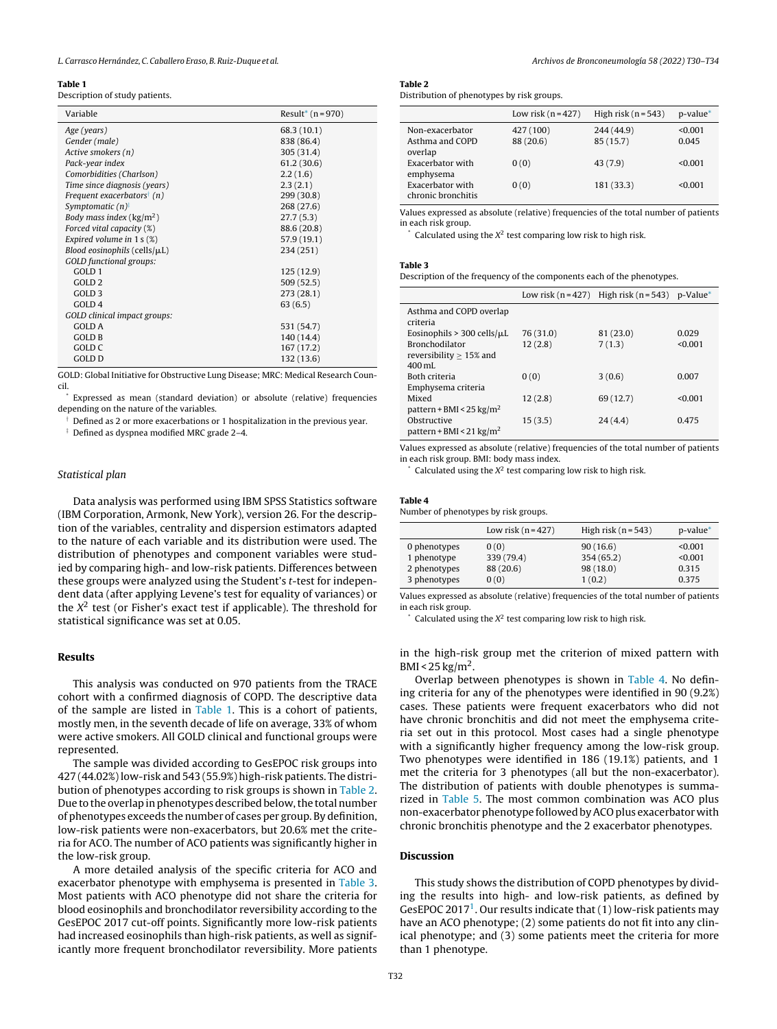**Table 1**
Description of study patients.

| Variable | Result* (n = 970) |
|---|---|
| *Age (years)* | 68.3 (10.1) |
| *Gender (male)* | 838 (86.4) |
| *Active smokers (n)* | 305 (31.4) |
| *Pack-year index* | 61.2 (30.6) |
| *Comorbidities (Charlson)* | 2.2 (1.6) |
| *Time since diagnosis (years)* | 2.3 (2.1) |
| *Frequent exacerbators*† *(n)* | 299 (30.8) |
| *Symptomatic (n)*‡ | 268 (27.6) |
| *Body mass index* (kg/m$^2$) | 27.7 (5.3) |
| *Forced vital capacity* (%) | 88.6 (20.8) |
| *Expired volume in 1 s* (%) | 57.9 (19.1) |
| *Blood eosinophils* (cells/μL) | 234 (251) |
| *GOLD functional groups:* | |
| GOLD 1 | 125 (12.9) |
| GOLD 2 | 509 (52.5) |
| GOLD 3 | 273 (28.1) |
| GOLD 4 | 63 (6.5) |
| *GOLD clinical impact groups:* | |
| GOLD A | 531 (54.7) |
| GOLD B | 140 (14.4) |
| GOLD C | 167 (17.2) |
| GOLD D | 132 (13.6) |

GOLD: Global Initiative for Obstructive Lung Disease; MRC: Medical Research Council.

\* Expressed as mean (standard deviation) or absolute (relative) frequencies depending on the nature of the variables.

† Defined as 2 or more exacerbations or 1 hospitalization in the previous year.

‡ Defined as dyspnea modified MRC grade 2–4.

### Statistical plan

Data analysis was performed using IBM SPSS Statistics software (IBM Corporation, Armonk, New York), version 26. For the description of the variables, centrality and dispersion estimators adapted to the nature of each variable and its distribution were used. The distribution of phenotypes and component variables were studied by comparing high- and low-risk patients. Differences between these groups were analyzed using the Student's *t*-test for independent data (after applying Levene's test for equality of variances) or the $X^2$ test (or Fisher's exact test if applicable). The threshold for statistical significance was set at 0.05.

## Results

This analysis was conducted on 970 patients from the TRACE cohort with a confirmed diagnosis of COPD. The descriptive data of the sample are listed in Table 1. This is a cohort of patients, mostly men, in the seventh decade of life on average, 33% of whom were active smokers. All GOLD clinical and functional groups were represented.

The sample was divided according to GesEPOC risk groups into 427 (44.02%) low-risk and 543 (55.9%) high-risk patients. The distribution of phenotypes according to risk groups is shown in Table 2. Due to the overlap in phenotypes described below, the total number of phenotypes exceeds the number of cases per group. By definition, low-risk patients were non-exacerbators, but 20.6% met the criteria for ACO. The number of ACO patients was significantly higher in the low-risk group.

A more detailed analysis of the specific criteria for ACO and exacerbator phenotype with emphysema is presented in Table 3. Most patients with ACO phenotype did not share the criteria for blood eosinophils and bronchodilator reversibility according to the GesEPOC 2017 cut-off points. Significantly more low-risk patients had increased eosinophils than high-risk patients, as well as significantly more frequent bronchodilator reversibility. More patients in the high-risk group met the criterion of mixed pattern with BMI < 25 kg/m$^2$.

**Table 2**
Distribution of phenotypes by risk groups.

| | Low risk (n = 427) | High risk (n = 543) | p-value* |
|---|---|---|---|
| Non-exacerbator | 427 (100) | 244 (44.9) | <0.001 |
| Asthma and COPD overlap | 88 (20.6) | 85 (15.7) | 0.045 |
| Exacerbator with emphysema | 0 (0) | 43 (7.9) | <0.001 |
| Exacerbator with chronic bronchitis | 0 (0) | 181 (33.3) | <0.001 |

Values expressed as absolute (relative) frequencies of the total number of patients in each risk group.

\* Calculated using the $X^2$ test comparing low risk to high risk.

**Table 3**
Description of the frequency of the components each of the phenotypes.

| | Low risk (n = 427) | High risk (n = 543) | p-Value* |
|---|---|---|---|
| Asthma and COPD overlap criteria | | | |
| Eosinophils > 300 cells/μL | 76 (31.0) | 81 (23.0) | 0.029 |
| Bronchodilator reversibility ≥ 15% and 400 mL | 12 (2.8) | 7 (1.3) | <0.001 |
| Both criteria | 0 (0) | 3 (0.6) | 0.007 |
| Emphysema criteria | | | |
| Mixed pattern + BMI < 25 kg/m$^2$ | 12 (2.8) | 69 (12.7) | <0.001 |
| Obstructive pattern + BMI < 21 kg/m$^2$ | 15 (3.5) | 24 (4.4) | 0.475 |

Values expressed as absolute (relative) frequencies of the total number of patients in each risk group. BMI: body mass index.

\* Calculated using the $X^2$ test comparing low risk to high risk.

**Table 4**
Number of phenotypes by risk groups.

| | Low risk (n = 427) | High risk (n = 543) | p-value* |
|---|---|---|---|
| 0 phenotypes | 0 (0) | 90 (16.6) | <0.001 |
| 1 phenotype | 339 (79.4) | 354 (65.2) | <0.001 |
| 2 phenotypes | 88 (20.6) | 98 (18.0) | 0.315 |
| 3 phenotypes | 0 (0) | 1 (0.2) | 0.375 |

Values expressed as absolute (relative) frequencies of the total number of patients in each risk group.

\* Calculated using the $X^2$ test comparing low risk to high risk.

Overlap between phenotypes is shown in Table 4. No defining criteria for any of the phenotypes were identified in 90 (9.2%) cases. These patients were frequent exacerbators who did not have chronic bronchitis and did not meet the emphysema criteria set out in this protocol. Most cases had a single phenotype with a significantly higher frequency among the low-risk group. Two phenotypes were identified in 186 (19.1%) patients, and 1 met the criteria for 3 phenotypes (all but the non-exacerbator). The distribution of patients with double phenotypes is summarized in Table 5. The most common combination was ACO plus non-exacerbator phenotype followed by ACO plus exacerbator with chronic bronchitis phenotype and the 2 exacerbator phenotypes.

## Discussion

This study shows the distribution of COPD phenotypes by dividing the results into high- and low-risk patients, as defined by GesEPOC 2017[1]. Our results indicate that (1) low-risk patients may have an ACO phenotype; (2) some patients do not fit into any clinical phenotype; and (3) some patients meet the criteria for more than 1 phenotype.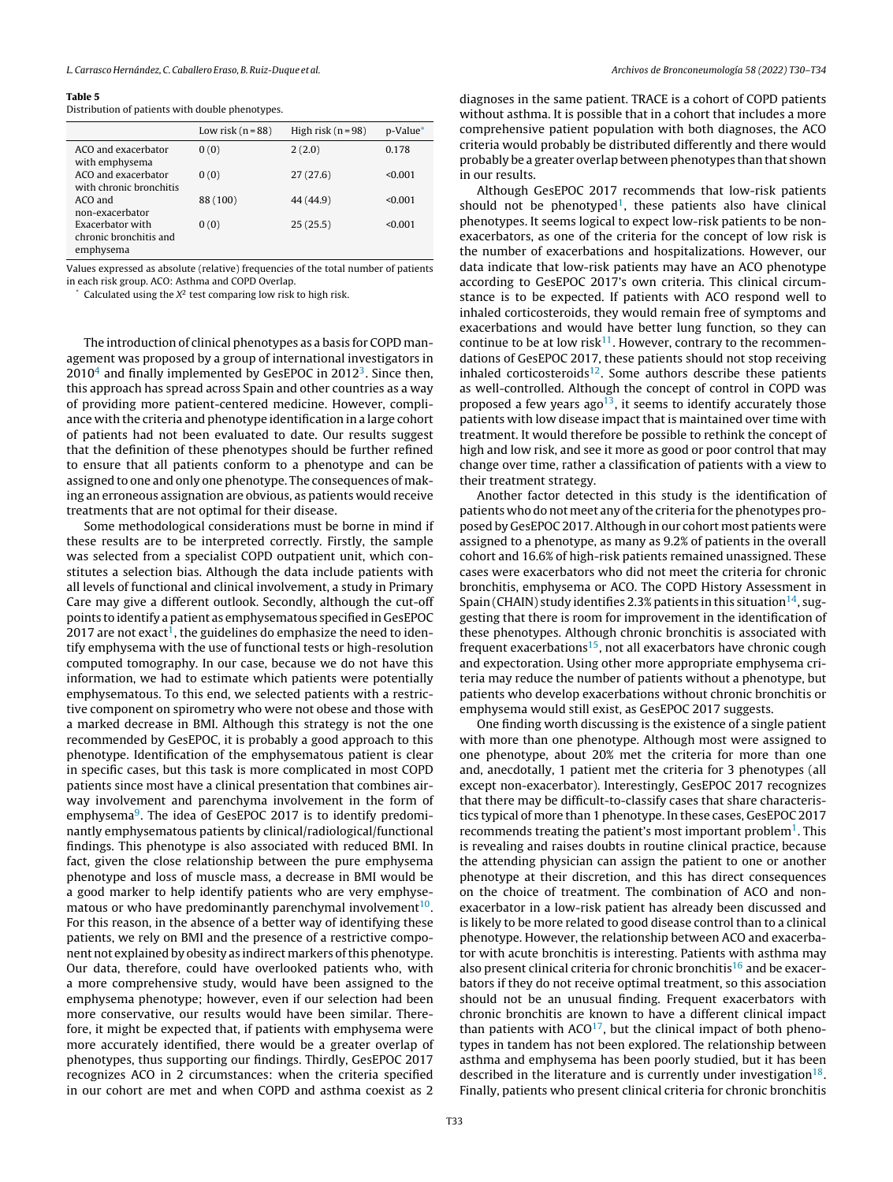**Table 5**
Distribution of patients with double phenotypes.

| | Low risk (n = 88) | High risk (n = 98) | p-Value* |
|---|---|---|---|
| ACO and exacerbator with emphysema | 0 (0) | 2 (2.0) | 0.178 |
| ACO and exacerbator with chronic bronchitis | 0 (0) | 27 (27.6) | <0.001 |
| ACO and non-exacerbator | 88 (100) | 44 (44.9) | <0.001 |
| Exacerbator with chronic bronchitis and emphysema | 0 (0) | 25 (25.5) | <0.001 |

Values expressed as absolute (relative) frequencies of the total number of patients in each risk group. ACO: Asthma and COPD Overlap.
* Calculated using the $X^2$ test comparing low risk to high risk.

The introduction of clinical phenotypes as a basis for COPD management was proposed by a group of international investigators in 2010[4] and finally implemented by GesEPOC in 2012[3]. Since then, this approach has spread across Spain and other countries as a way of providing more patient-centered medicine. However, compliance with the criteria and phenotype identification in a large cohort of patients had not been evaluated to date. Our results suggest that the definition of these phenotypes should be further refined to ensure that all patients conform to a phenotype and can be assigned to one and only one phenotype. The consequences of making an erroneous assignation are obvious, as patients would receive treatments that are not optimal for their disease.

Some methodological considerations must be borne in mind if these results are to be interpreted correctly. Firstly, the sample was selected from a specialist COPD outpatient unit, which constitutes a selection bias. Although the data include patients with all levels of functional and clinical involvement, a study in Primary Care may give a different outlook. Secondly, although the cut-off points to identify a patient as emphysematous specified in GesEPOC 2017 are not exact[1], the guidelines do emphasize the need to identify emphysema with the use of functional tests or high-resolution computed tomography. In our case, because we do not have this information, we had to estimate which patients were potentially emphysematous. To this end, we selected patients with a restrictive component on spirometry who were not obese and those with a marked decrease in BMI. Although this strategy is not the one recommended by GesEPOC, it is probably a good approach to this phenotype. Identification of the emphysematous patient is clear in specific cases, but this task is more complicated in most COPD patients since most have a clinical presentation that combines airway involvement and parenchyma involvement in the form of emphysema[9]. The idea of GesEPOC 2017 is to identify predominantly emphysematous patients by clinical/radiological/functional findings. This phenotype is also associated with reduced BMI. In fact, given the close relationship between the pure emphysema phenotype and loss of muscle mass, a decrease in BMI would be a good marker to help identify patients who are very emphysematous or who have predominantly parenchymal involvement[10]. For this reason, in the absence of a better way of identifying these patients, we rely on BMI and the presence of a restrictive component not explained by obesity as indirect markers of this phenotype. Our data, therefore, could have overlooked patients who, with a more comprehensive study, would have been assigned to the emphysema phenotype; however, even if our selection had been more conservative, our results would have been similar. Therefore, it might be expected that, if patients with emphysema were more accurately identified, there would be a greater overlap of phenotypes, thus supporting our findings. Thirdly, GesEPOC 2017 recognizes ACO in 2 circumstances: when the criteria specified in our cohort are met and when COPD and asthma coexist as 2 diagnoses in the same patient. TRACE is a cohort of COPD patients without asthma. It is possible that in a cohort that includes a more comprehensive patient population with both diagnoses, the ACO criteria would probably be distributed differently and there would probably be a greater overlap between phenotypes than that shown in our results.

Although GesEPOC 2017 recommends that low-risk patients should not be phenotyped[1], these patients also have clinical phenotypes. It seems logical to expect low-risk patients to be non-exacerbators, as one of the criteria for the concept of low risk is the number of exacerbations and hospitalizations. However, our data indicate that low-risk patients may have an ACO phenotype according to GesEPOC 2017's own criteria. This clinical circumstance is to be expected. If patients with ACO respond well to inhaled corticosteroids, they would remain free of symptoms and exacerbations and would have better lung function, so they can continue to be at low risk[11]. However, contrary to the recommendations of GesEPOC 2017, these patients should not stop receiving inhaled corticosteroids[12]. Some authors describe these patients as well-controlled. Although the concept of control in COPD was proposed a few years ago[13], it seems to identify accurately those patients with low disease impact that is maintained over time with treatment. It would therefore be possible to rethink the concept of high and low risk, and see it more as good or poor control that may change over time, rather a classification of patients with a view to their treatment strategy.

Another factor detected in this study is the identification of patients who do not meet any of the criteria for the phenotypes proposed by GesEPOC 2017. Although in our cohort most patients were assigned to a phenotype, as many as 9.2% of patients in the overall cohort and 16.6% of high-risk patients remained unassigned. These cases were exacerbators who did not meet the criteria for chronic bronchitis, emphysema or ACO. The COPD History Assessment in Spain (CHAIN) study identifies 2.3% patients in this situation[14], suggesting that there is room for improvement in the identification of these phenotypes. Although chronic bronchitis is associated with frequent exacerbations[15], not all exacerbators have chronic cough and expectoration. Using other more appropriate emphysema criteria may reduce the number of patients without a phenotype, but patients who develop exacerbations without chronic bronchitis or emphysema would still exist, as GesEPOC 2017 suggests.

One finding worth discussing is the existence of a single patient with more than one phenotype. Although most were assigned to one phenotype, about 20% met the criteria for more than one and, anecdotally, 1 patient met the criteria for 3 phenotypes (all except non-exacerbator). Interestingly, GesEPOC 2017 recognizes that there may be difficult-to-classify cases that share characteristics typical of more than 1 phenotype. In these cases, GesEPOC 2017 recommends treating the patient's most important problem[1]. This is revealing and raises doubts in routine clinical practice, because the attending physician can assign the patient to one or another phenotype at their discretion, and this has direct consequences on the choice of treatment. The combination of ACO and non-exacerbator in a low-risk patient has already been discussed and is likely to be more related to good disease control than to a clinical phenotype. However, the relationship between ACO and exacerbator with acute bronchitis is interesting. Patients with asthma may also present clinical criteria for chronic bronchitis[16] and be exacerbators if they do not receive optimal treatment, so this association should not be an unusual finding. Frequent exacerbators with chronic bronchitis are known to have a different clinical impact than patients with ACO[17], but the clinical impact of both phenotypes in tandem has not been explored. The relationship between asthma and emphysema has been poorly studied, but it has been described in the literature and is currently under investigation[18]. Finally, patients who present clinical criteria for chronic bronchitis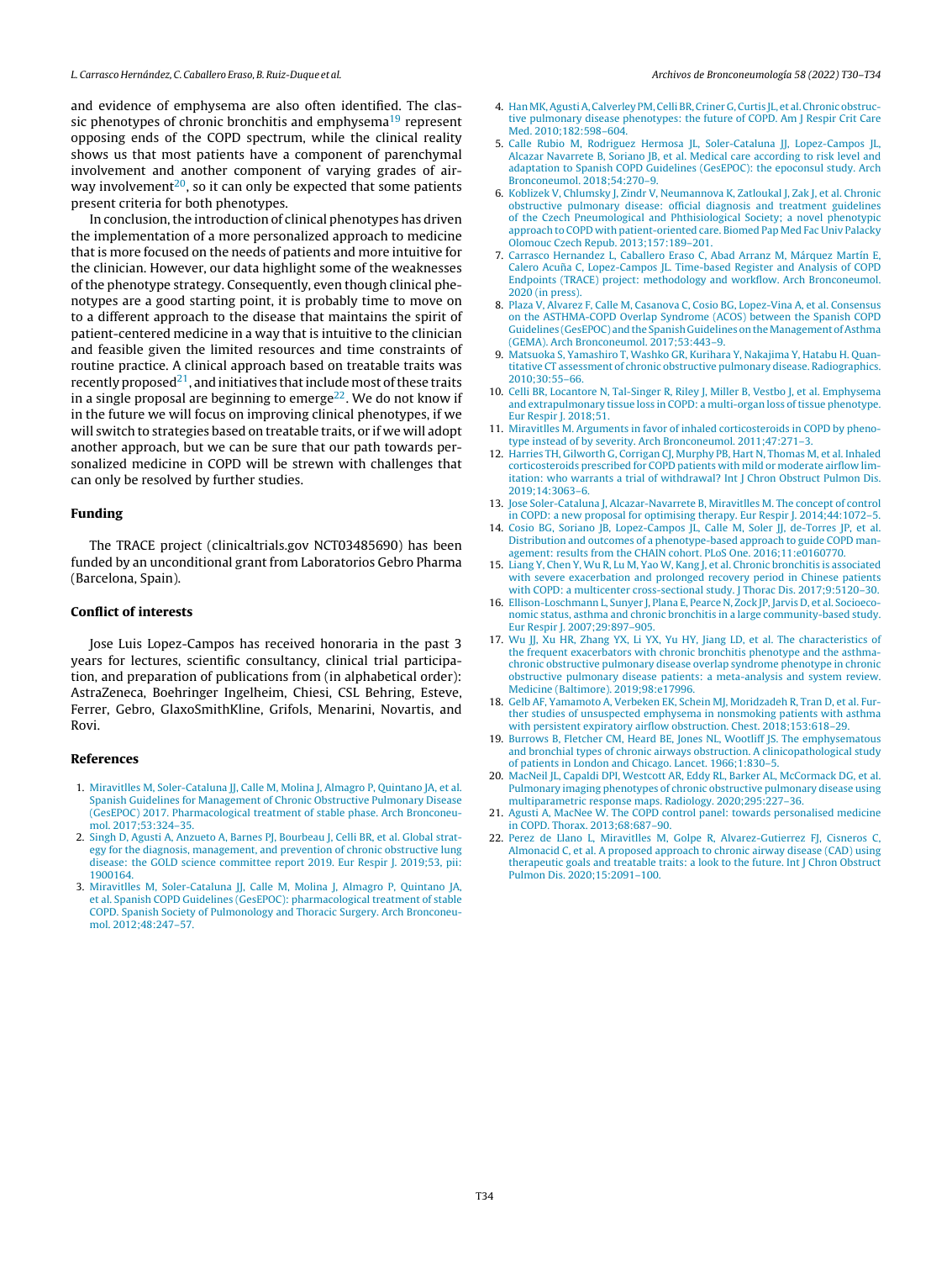and evidence of emphysema are also often identified. The classic phenotypes of chronic bronchitis and emphysema[19] represent opposing ends of the COPD spectrum, while the clinical reality shows us that most patients have a component of parenchymal involvement and another component of varying grades of airway involvement[20], so it can only be expected that some patients present criteria for both phenotypes.

In conclusion, the introduction of clinical phenotypes has driven the implementation of a more personalized approach to medicine that is more focused on the needs of patients and more intuitive for the clinician. However, our data highlight some of the weaknesses of the phenotype strategy. Consequently, even though clinical phenotypes are a good starting point, it is probably time to move on to a different approach to the disease that maintains the spirit of patient-centered medicine in a way that is intuitive to the clinician and feasible given the limited resources and time constraints of routine practice. A clinical approach based on treatable traits was recently proposed[21], and initiatives that include most of these traits in a single proposal are beginning to emerge[22]. We do not know if in the future we will focus on improving clinical phenotypes, if we will switch to strategies based on treatable traits, or if we will adopt another approach, but we can be sure that our path towards personalized medicine in COPD will be strewn with challenges that can only be resolved by further studies.

## Funding

The TRACE project (clinicaltrials.gov NCT03485690) has been funded by an unconditional grant from Laboratorios Gebro Pharma (Barcelona, Spain).

## Conflict of interests

Jose Luis Lopez-Campos has received honoraria in the past 3 years for lectures, scientific consultancy, clinical trial participation, and preparation of publications from (in alphabetical order): AstraZeneca, Boehringer Ingelheim, Chiesi, CSL Behring, Esteve, Ferrer, Gebro, GlaxoSmithKline, Grifols, Menarini, Novartis, and Rovi.

## References

1. Miravitlles M, Soler-Cataluna JJ, Calle M, Molina J, Almagro P, Quintano JA, et al. Spanish Guidelines for Management of Chronic Obstructive Pulmonary Disease (GesEPOC) 2017. Pharmacological treatment of stable phase. Arch Bronconeumol. 2017;53:324–35.
2. Singh D, Agusti A, Anzueto A, Barnes PJ, Bourbeau J, Celli BR, et al. Global strategy for the diagnosis, management, and prevention of chronic obstructive lung disease: the GOLD science committee report 2019. Eur Respir J. 2019;53, pii: 1900164.
3. Miravitlles M, Soler-Cataluna JJ, Calle M, Molina J, Almagro P, Quintano JA, et al. Spanish COPD Guidelines (GesEPOC): pharmacological treatment of stable COPD. Spanish Society of Pulmonology and Thoracic Surgery. Arch Bronconeumol. 2012;48:247–57.
4. Han MK, Agusti A, Calverley PM, Celli BR, Criner G, Curtis JL, et al. Chronic obstructive pulmonary disease phenotypes: the future of COPD. Am J Respir Crit Care Med. 2010;182:598–604.
5. Calle Rubio M, Rodriguez Hermosa JL, Soler-Cataluna JJ, Lopez-Campos JL, Alcazar Navarrete B, Soriano JB, et al. Medical care according to risk level and adaptation to Spanish COPD Guidelines (GesEPOC): the epoconsul study. Arch Bronconeumol. 2018;54:270–9.
6. Koblizek V, Chlumsky J, Zindr V, Neumannova K, Zatloukal J, Zak J, et al. Chronic obstructive pulmonary disease: official diagnosis and treatment guidelines of the Czech Pneumological and Phthisiological Society; a novel phenotypic approach to COPD with patient-oriented care. Biomed Pap Med Fac Univ Palacky Olomouc Czech Repub. 2013;157:189–201.
7. Carrasco Hernandez L, Caballero Eraso C, Abad Arranz M, Márquez Martín E, Calero Acuña C, Lopez-Campos JL. Time-based Register and Analysis of COPD Endpoints (TRACE) project: methodology and workflow. Arch Bronconeumol. 2020 (in press).
8. Plaza V, Alvarez F, Calle M, Casanova C, Cosio BG, Lopez-Vina A, et al. Consensus on the ASTHMA-COPD Overlap Syndrome (ACOS) between the Spanish COPD Guidelines (GesEPOC) and the Spanish Guidelines on the Management of Asthma (GEMA). Arch Bronconeumol. 2017;53:443–9.
9. Matsuoka S, Yamashiro T, Washko GR, Kurihara Y, Nakajima Y, Hatabu H. Quantitative CT assessment of chronic obstructive pulmonary disease. Radiographics. 2010;30:55–66.
10. Celli BR, Locantore N, Tal-Singer R, Riley J, Miller B, Vestbo J, et al. Emphysema and extrapulmonary tissue loss in COPD: a multi-organ loss of tissue phenotype. Eur Respir J. 2018;51.
11. Miravitlles M. Arguments in favor of inhaled corticosteroids in COPD by phenotype instead of by severity. Arch Bronconeumol. 2011;47:271–3.
12. Harries TH, Gilworth G, Corrigan CJ, Murphy PB, Hart N, Thomas M, et al. Inhaled corticosteroids prescribed for COPD patients with mild or moderate airflow limitation: who warrants a trial of withdrawal? Int J Chron Obstruct Pulmon Dis. 2019;14:3063–6.
13. Jose Soler-Cataluna J, Alcazar-Navarrete B, Miravitlles M. The concept of control in COPD: a new proposal for optimising therapy. Eur Respir J. 2014;44:1072–5.
14. Cosio BG, Soriano JB, Lopez-Campos JL, Calle M, Soler JJ, de-Torres JP, et al. Distribution and outcomes of a phenotype-based approach to guide COPD management: results from the CHAIN cohort. PLoS One. 2016;11:e0160770.
15. Liang Y, Chen Y, Wu R, Lu M, Yao W, Kang J, et al. Chronic bronchitis is associated with severe exacerbation and prolonged recovery period in Chinese patients with COPD: a multicenter cross-sectional study. J Thorac Dis. 2017;9:5120–30.
16. Ellison-Loschmann L, Sunyer J, Plana E, Pearce N, Zock JP, Jarvis D, et al. Socioeconomic status, asthma and chronic bronchitis in a large community-based study. Eur Respir J. 2007;29:897–905.
17. Wu JJ, Xu HR, Zhang YX, Li YX, Yu HY, Jiang LD, et al. The characteristics of the frequent exacerbators with chronic bronchitis phenotype and the asthma-chronic obstructive pulmonary disease overlap syndrome phenotype in chronic obstructive pulmonary disease patients: a meta-analysis and system review. Medicine (Baltimore). 2019;98:e17996.
18. Gelb AF, Yamamoto A, Verbeken EK, Schein MJ, Moridzadeh R, Tran D, et al. Further studies of unsuspected emphysema in nonsmoking patients with asthma with persistent expiratory airflow obstruction. Chest. 2018;153:618–29.
19. Burrows B, Fletcher CM, Heard BE, Jones NL, Wootliff JS. The emphysematous and bronchial types of chronic airways obstruction. A clinicopathological study of patients in London and Chicago. Lancet. 1966;1:830–5.
20. MacNeil JL, Capaldi DPI, Westcott AR, Eddy RL, Barker AL, McCormack DG, et al. Pulmonary imaging phenotypes of chronic obstructive pulmonary disease using multiparametric response maps. Radiology. 2020;295:227–36.
21. Agusti A, MacNee W. The COPD control panel: towards personalised medicine in COPD. Thorax. 2013;68:687–90.
22. Perez de Llano L, Miravitlles M, Golpe R, Alvarez-Gutierrez FJ, Cisneros C, Almonacid C, et al. A proposed approach to chronic airway disease (CAD) using therapeutic goals and treatable traits: a look to the future. Int J Chron Obstruct Pulmon Dis. 2020;15:2091–100.